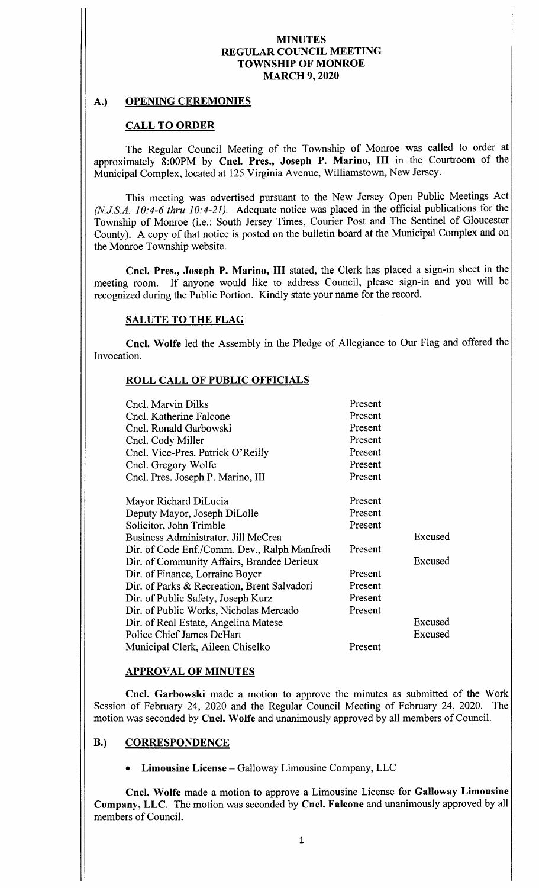# MINUTES
# REGULAR COUNCIL MEETING
# TOWNSHIP OF MONROE
# MARCH 9, 2020

## A.) OPENING CEREMONIES

### CALL TO ORDER

The Regular Council Meeting of the Township of Monroe was called to order at approximately 8:00PM by **Cncl. Pres., Joseph P. Marino, III** in the Courtroom of the Municipal Complex, located at 125 Virginia Avenue, Williamstown, New Jersey.

This meeting was advertised pursuant to the New Jersey Open Public Meetings Act *(N.J.S.A. 10:4-6 thru 10:4-21)*. Adequate notice was placed in the official publications for the Township of Monroe (i.e.: South Jersey Times, Courier Post and The Sentinel of Gloucester County). A copy of that notice is posted on the bulletin board at the Municipal Complex and on the Monroe Township website.

**Cncl. Pres., Joseph P. Marino, III** stated, the Clerk has placed a sign-in sheet in the meeting room. If anyone would like to address Council, please sign-in and you will be recognized during the Public Portion. Kindly state your name for the record.

### SALUTE TO THE FLAG

**Cncl. Wolfe** led the Assembly in the Pledge of Allegiance to Our Flag and offered the Invocation.

### ROLL CALL OF PUBLIC OFFICIALS

| | | |
|---|---|---|
| Cncl. Marvin Dilks | Present | |
| Cncl. Katherine Falcone | Present | |
| Cncl. Ronald Garbowski | Present | |
| Cncl. Cody Miller | Present | |
| Cncl. Vice-Pres. Patrick O'Reilly | Present | |
| Cncl. Gregory Wolfe | Present | |
| Cncl. Pres. Joseph P. Marino, III | Present | |
| Mayor Richard DiLucia | Present | |
| Deputy Mayor, Joseph DiLolle | Present | |
| Solicitor, John Trimble | Present | |
| Business Administrator, Jill McCrea | | Excused |
| Dir. of Code Enf./Comm. Dev., Ralph Manfredi | Present | |
| Dir. of Community Affairs, Brandee Derieux | | Excused |
| Dir. of Finance, Lorraine Boyer | Present | |
| Dir. of Parks & Recreation, Brent Salvadori | Present | |
| Dir. of Public Safety, Joseph Kurz | Present | |
| Dir. of Public Works, Nicholas Mercado | Present | |
| Dir. of Real Estate, Angelina Matese | | Excused |
| Police Chief James DeHart | | Excused |
| Municipal Clerk, Aileen Chiselko | Present | |

### APPROVAL OF MINUTES

**Cncl. Garbowski** made a motion to approve the minutes as submitted of the Work Session of February 24, 2020 and the Regular Council Meeting of February 24, 2020. The motion was seconded by **Cncl. Wolfe** and unanimously approved by all members of Council.

## B.) CORRESPONDENCE

- **Limousine License** – Galloway Limousine Company, LLC

**Cncl. Wolfe** made a motion to approve a Limousine License for **Galloway Limousine Company, LLC**. The motion was seconded by **Cncl. Falcone** and unanimously approved by all members of Council.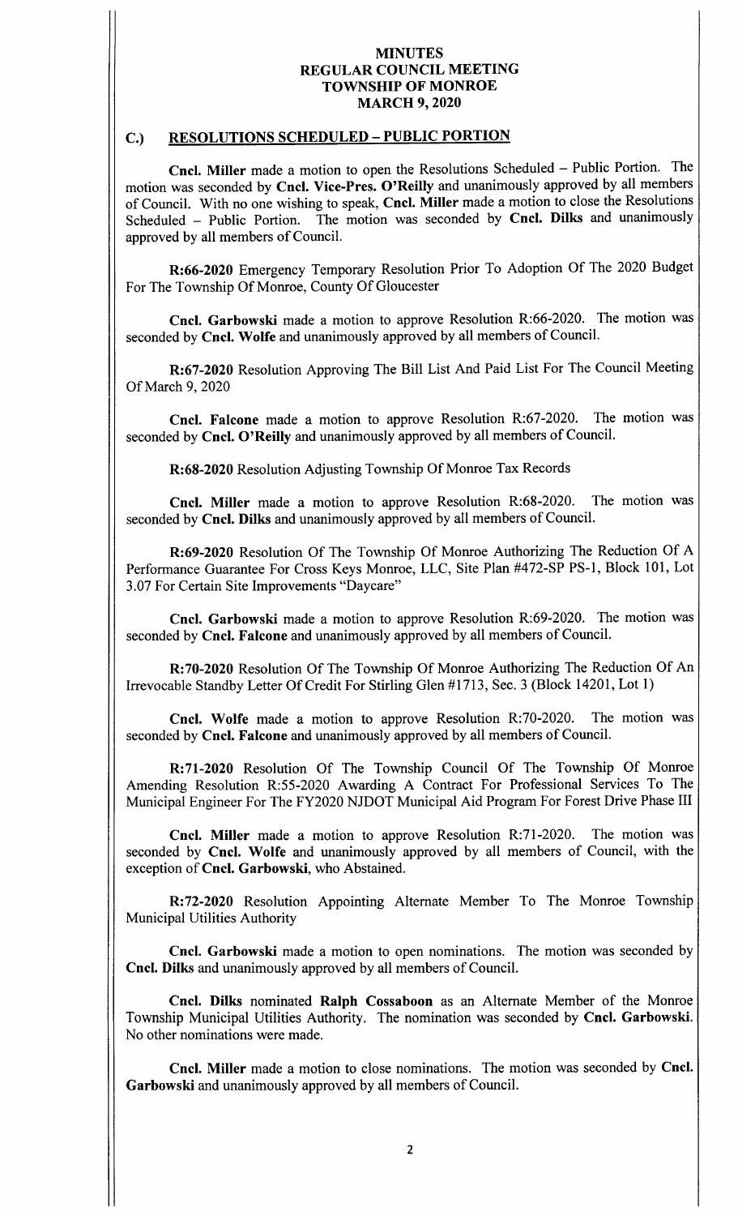# MINUTES
# REGULAR COUNCIL MEETING
# TOWNSHIP OF MONROE
# MARCH 9, 2020

## C.) RESOLUTIONS SCHEDULED – PUBLIC PORTION

**Cncl. Miller** made a motion to open the Resolutions Scheduled – Public Portion. The motion was seconded by **Cncl. Vice-Pres. O'Reilly** and unanimously approved by all members of Council. With no one wishing to speak, **Cncl. Miller** made a motion to close the Resolutions Scheduled – Public Portion. The motion was seconded by **Cncl. Dilks** and unanimously approved by all members of Council.

**R:66-2020** Emergency Temporary Resolution Prior To Adoption Of The 2020 Budget For The Township Of Monroe, County Of Gloucester

**Cncl. Garbowski** made a motion to approve Resolution R:66-2020. The motion was seconded by **Cncl. Wolfe** and unanimously approved by all members of Council.

**R:67-2020** Resolution Approving The Bill List And Paid List For The Council Meeting Of March 9, 2020

**Cncl. Falcone** made a motion to approve Resolution R:67-2020. The motion was seconded by **Cncl. O'Reilly** and unanimously approved by all members of Council.

**R:68-2020** Resolution Adjusting Township Of Monroe Tax Records

**Cncl. Miller** made a motion to approve Resolution R:68-2020. The motion was seconded by **Cncl. Dilks** and unanimously approved by all members of Council.

**R:69-2020** Resolution Of The Township Of Monroe Authorizing The Reduction Of A Performance Guarantee For Cross Keys Monroe, LLC, Site Plan #472-SP PS-1, Block 101, Lot 3.07 For Certain Site Improvements "Daycare"

**Cncl. Garbowski** made a motion to approve Resolution R:69-2020. The motion was seconded by **Cncl. Falcone** and unanimously approved by all members of Council.

**R:70-2020** Resolution Of The Township Of Monroe Authorizing The Reduction Of An Irrevocable Standby Letter Of Credit For Stirling Glen #1713, Sec. 3 (Block 14201, Lot 1)

**Cncl. Wolfe** made a motion to approve Resolution R:70-2020. The motion was seconded by **Cncl. Falcone** and unanimously approved by all members of Council.

**R:71-2020** Resolution Of The Township Council Of The Township Of Monroe Amending Resolution R:55-2020 Awarding A Contract For Professional Services To The Municipal Engineer For The FY2020 NJDOT Municipal Aid Program For Forest Drive Phase III

**Cncl. Miller** made a motion to approve Resolution R:71-2020. The motion was seconded by **Cncl. Wolfe** and unanimously approved by all members of Council, with the exception of **Cncl. Garbowski**, who Abstained.

**R:72-2020** Resolution Appointing Alternate Member To The Monroe Township Municipal Utilities Authority

**Cncl. Garbowski** made a motion to open nominations. The motion was seconded by **Cncl. Dilks** and unanimously approved by all members of Council.

**Cncl. Dilks** nominated **Ralph Cossaboon** as an Alternate Member of the Monroe Township Municipal Utilities Authority. The nomination was seconded by **Cncl. Garbowski.** No other nominations were made.

**Cncl. Miller** made a motion to close nominations. The motion was seconded by **Cncl. Garbowski** and unanimously approved by all members of Council.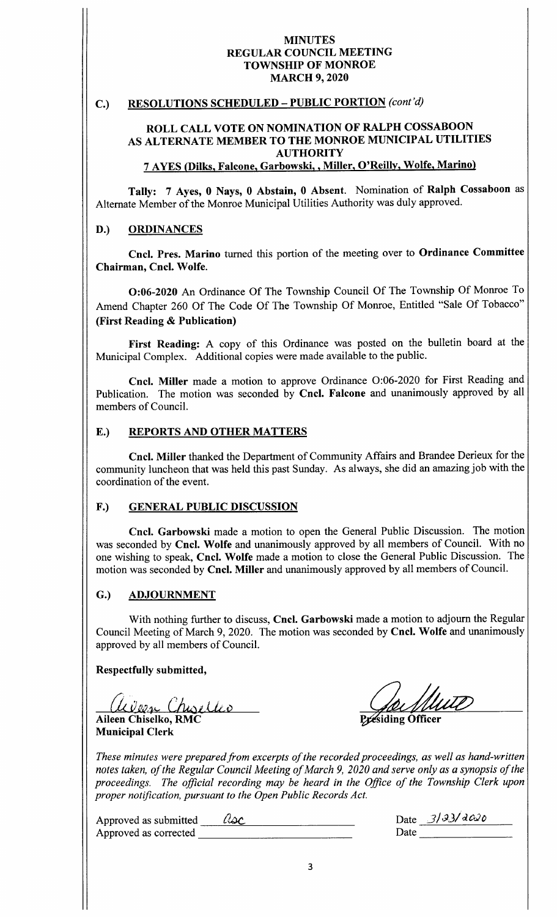# MINUTES
# REGULAR COUNCIL MEETING
# TOWNSHIP OF MONROE
# MARCH 9, 2020

## C.) RESOLUTIONS SCHEDULED – PUBLIC PORTION *(cont'd)*

**ROLL CALL VOTE ON NOMINATION OF RALPH COSSABOON AS ALTERNATE MEMBER TO THE MONROE MUNICIPAL UTILITIES AUTHORITY**
**7 AYES (Dilks, Falcone, Garbowski, , Miller, O'Reilly, Wolfe, Marino)**

**Tally: 7 Ayes, 0 Nays, 0 Abstain, 0 Absent.** Nomination of **Ralph Cossaboon** as Alternate Member of the Monroe Municipal Utilities Authority was duly approved.

## D.) ORDINANCES

**Cncl. Pres. Marino** turned this portion of the meeting over to **Ordinance Committee Chairman, Cncl. Wolfe.**

**O:06-2020** An Ordinance Of The Township Council Of The Township Of Monroe To Amend Chapter 260 Of The Code Of The Township Of Monroe, Entitled "Sale Of Tobacco" **(First Reading & Publication)**

**First Reading:** A copy of this Ordinance was posted on the bulletin board at the Municipal Complex. Additional copies were made available to the public.

**Cncl. Miller** made a motion to approve Ordinance O:06-2020 for First Reading and Publication. The motion was seconded by **Cncl. Falcone** and unanimously approved by all members of Council.

## E.) REPORTS AND OTHER MATTERS

**Cncl. Miller** thanked the Department of Community Affairs and Brandee Derieux for the community luncheon that was held this past Sunday. As always, she did an amazing job with the coordination of the event.

## F.) GENERAL PUBLIC DISCUSSION

**Cncl. Garbowski** made a motion to open the General Public Discussion. The motion was seconded by **Cncl. Wolfe** and unanimously approved by all members of Council. With no one wishing to speak, **Cncl. Wolfe** made a motion to close the General Public Discussion. The motion was seconded by **Cncl. Miller** and unanimously approved by all members of Council.

## G.) ADJOURNMENT

With nothing further to discuss, **Cncl. Garbowski** made a motion to adjourn the Regular Council Meeting of March 9, 2020. The motion was seconded by **Cncl. Wolfe** and unanimously approved by all members of Council.

**Respectfully submitted,**

Aileen Chiselko

**Aileen Chiselko, RMC**
**Municipal Clerk**

**Presiding Officer**

*These minutes were prepared from excerpts of the recorded proceedings, as well as hand-written notes taken, of the Regular Council Meeting of March 9, 2020 and serve only as a synopsis of the proceedings. The official recording may be heard in the Office of the Township Clerk upon proper notification, pursuant to the Open Public Records Act.*

Approved as submitted ACC Date 3/23/2020
Approved as corrected ______ Date ______